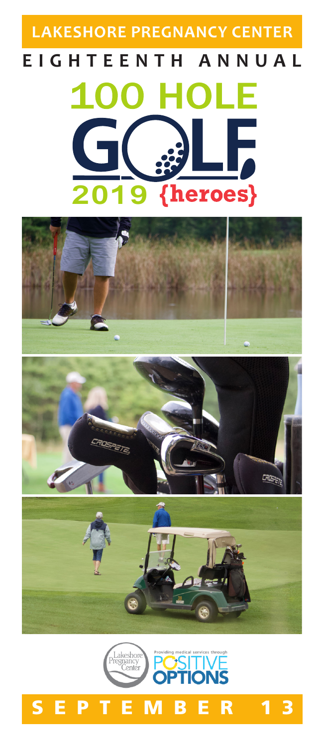# LAKESHORE PREGNANCY CENTER

## EIGHTEENTH ANNUAL

# 100 HOLE GOLF

## 2019 {heroes}

Lakeshore Pregnancy Center

Providing medical services through POSITIVE OPTIONS

## SEPTEMBER 13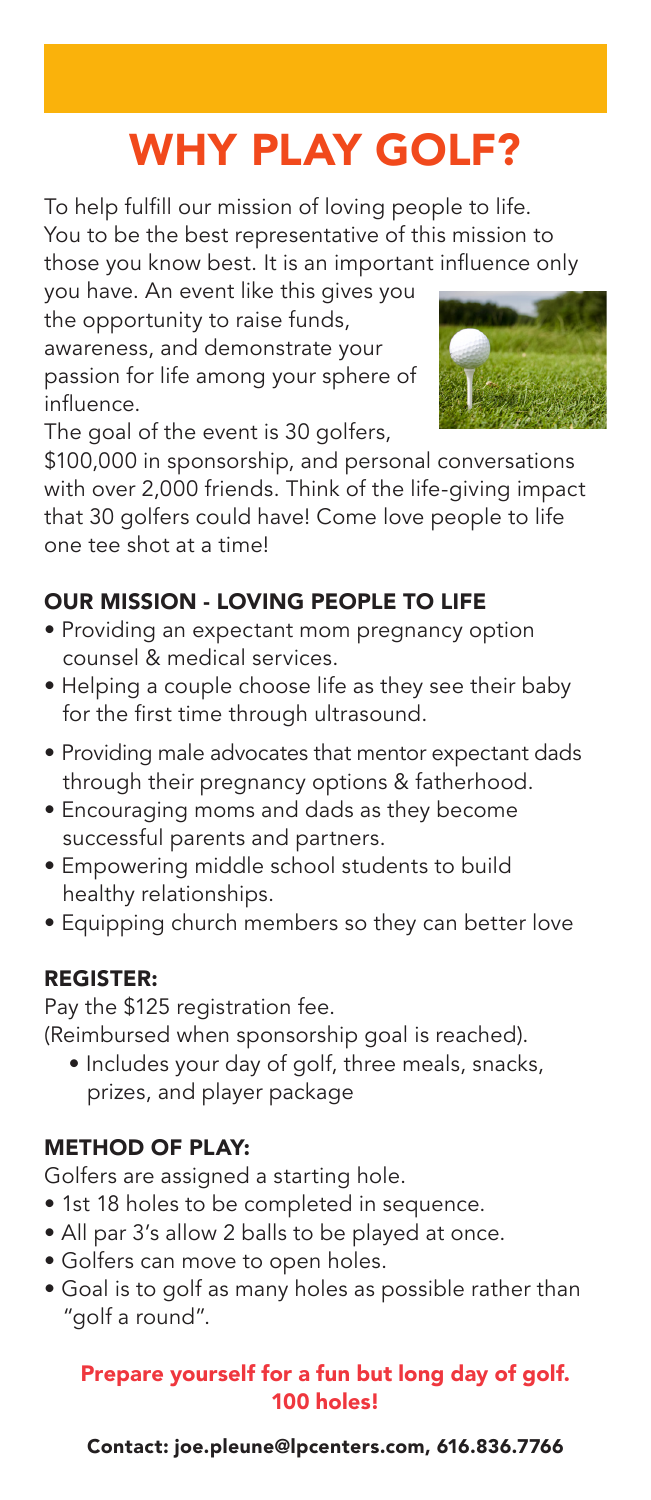# WHY PLAY GOLF?

To help fulfill our mission of loving people to life. You to be the best representative of this mission to those you know best. It is an important influence only you have. An event like this gives you the opportunity to raise funds, awareness, and demonstrate your passion for life among your sphere of influence.

The goal of the event is 30 golfers, $100,000 in sponsorship, and personal conversations with over 2,000 friends. Think of the life-giving impact that 30 golfers could have! Come love people to life one tee shot at a time!

## OUR MISSION - LOVING PEOPLE TO LIFE

- Providing an expectant mom pregnancy option counsel & medical services.
- Helping a couple choose life as they see their baby for the first time through ultrasound.
- Providing male advocates that mentor expectant dads through their pregnancy options & fatherhood.
- Encouraging moms and dads as they become successful parents and partners.
- Empowering middle school students to build healthy relationships.
- Equipping church members so they can better love

## REGISTER:

Pay the $125 registration fee.
(Reimbursed when sponsorship goal is reached).

- Includes your day of golf, three meals, snacks, prizes, and player package

## METHOD OF PLAY:

Golfers are assigned a starting hole.

- 1st 18 holes to be completed in sequence.
- All par 3's allow 2 balls to be played at once.
- Golfers can move to open holes.
- Goal is to golf as many holes as possible rather than "golf a round".

**Prepare yourself for a fun but long day of golf. 100 holes!**

**Contact: joe.pleune@lpcenters.com, 616.836.7766**